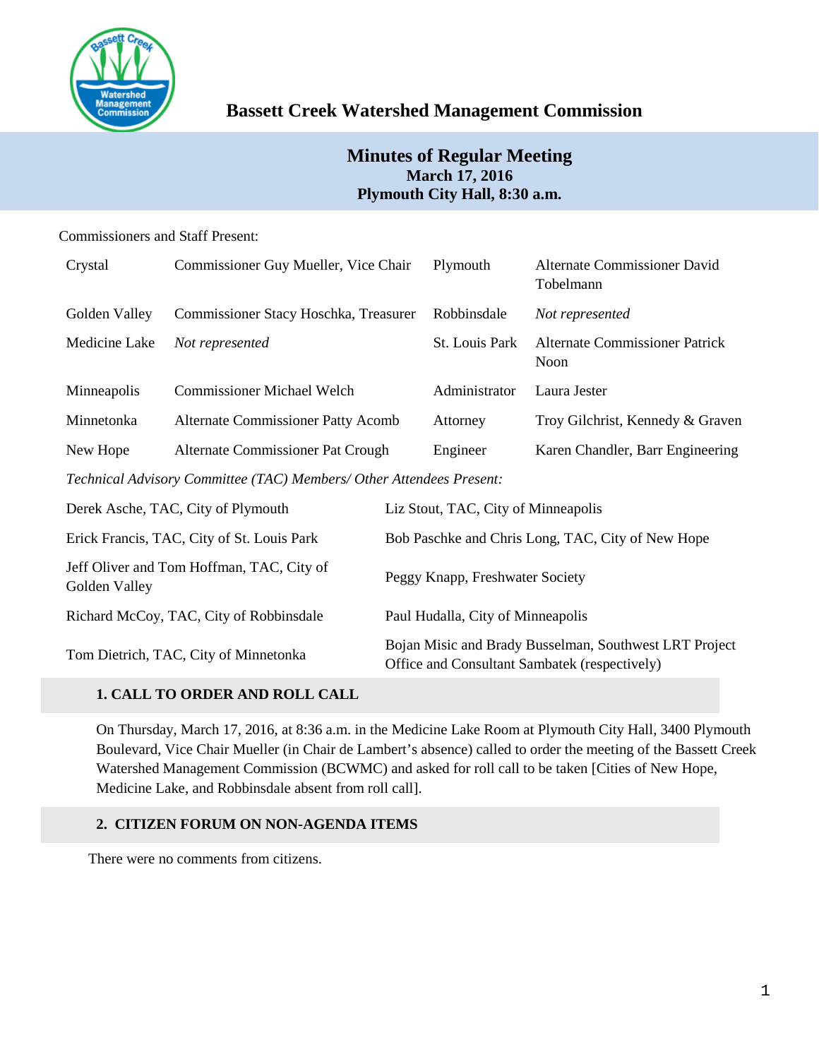# Bassett Creek Watershed Management Commission

## Minutes of Regular Meeting
**March 17, 2016**
**Plymouth City Hall, 8:30 a.m.**

Commissioners and Staff Present:

| | | | |
|---|---|---|---|
| Crystal | Commissioner Guy Mueller, Vice Chair | Plymouth | Alternate Commissioner David Tobelmann |
| Golden Valley | Commissioner Stacy Hoschka, Treasurer | Robbinsdale | *Not represented* |
| Medicine Lake | *Not represented* | St. Louis Park | Alternate Commissioner Patrick Noon |
| Minneapolis | Commissioner Michael Welch | Administrator | Laura Jester |
| Minnetonka | Alternate Commissioner Patty Acomb | Attorney | Troy Gilchrist, Kennedy & Graven |
| New Hope | Alternate Commissioner Pat Crough | Engineer | Karen Chandler, Barr Engineering |

*Technical Advisory Committee (TAC) Members/ Other Attendees Present:*

| | |
|---|---|
| Derek Asche, TAC, City of Plymouth | Liz Stout, TAC, City of Minneapolis |
| Erick Francis, TAC, City of St. Louis Park | Bob Paschke and Chris Long, TAC, City of New Hope |
| Jeff Oliver and Tom Hoffman, TAC, City of Golden Valley | Peggy Knapp, Freshwater Society |
| Richard McCoy, TAC, City of Robbinsdale | Paul Hudalla, City of Minneapolis |
| Tom Dietrich, TAC, City of Minnetonka | Bojan Misic and Brady Busselman, Southwest LRT Project Office and Consultant Sambatek (respectively) |

### 1. CALL TO ORDER AND ROLL CALL

On Thursday, March 17, 2016, at 8:36 a.m. in the Medicine Lake Room at Plymouth City Hall, 3400 Plymouth Boulevard, Vice Chair Mueller (in Chair de Lambert's absence) called to order the meeting of the Bassett Creek Watershed Management Commission (BCWMC) and asked for roll call to be taken [Cities of New Hope, Medicine Lake, and Robbinsdale absent from roll call].

### 2. CITIZEN FORUM ON NON-AGENDA ITEMS

There were no comments from citizens.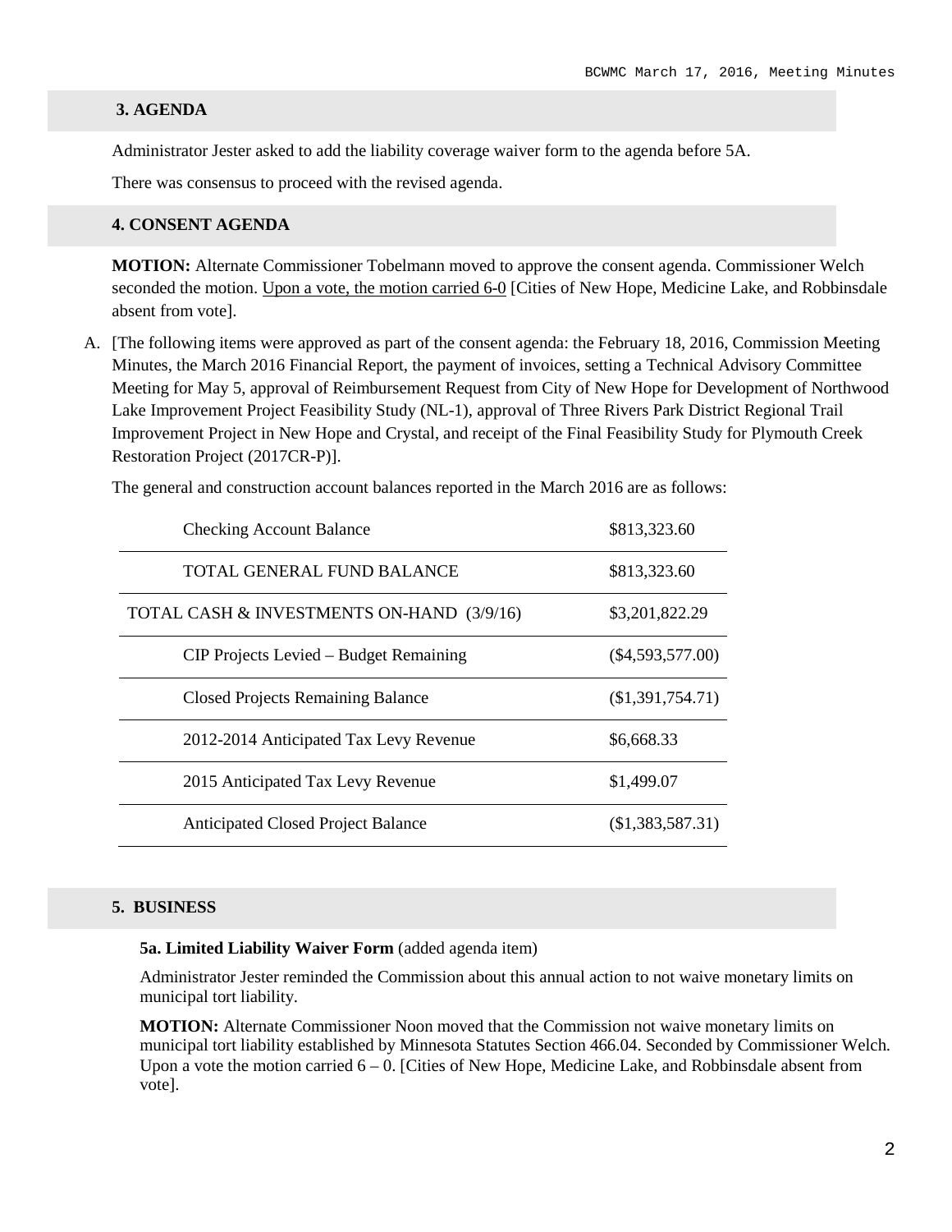## 3. AGENDA

Administrator Jester asked to add the liability coverage waiver form to the agenda before 5A.

There was consensus to proceed with the revised agenda.

## 4. CONSENT AGENDA

**MOTION:** Alternate Commissioner Tobelmann moved to approve the consent agenda. Commissioner Welch seconded the motion. Upon a vote, the motion carried 6-0 [Cities of New Hope, Medicine Lake, and Robbinsdale absent from vote].

A. [The following items were approved as part of the consent agenda: the February 18, 2016, Commission Meeting Minutes, the March 2016 Financial Report, the payment of invoices, setting a Technical Advisory Committee Meeting for May 5, approval of Reimbursement Request from City of New Hope for Development of Northwood Lake Improvement Project Feasibility Study (NL-1), approval of Three Rivers Park District Regional Trail Improvement Project in New Hope and Crystal, and receipt of the Final Feasibility Study for Plymouth Creek Restoration Project (2017CR-P)].

The general and construction account balances reported in the March 2016 are as follows:

| | |
|---|---|
| Checking Account Balance | $813,323.60 |
| TOTAL GENERAL FUND BALANCE | $813,323.60 |
| TOTAL CASH & INVESTMENTS ON-HAND (3/9/16) | $3,201,822.29 |
| CIP Projects Levied – Budget Remaining | ($4,593,577.00) |
| Closed Projects Remaining Balance | ($1,391,754.71) |
| 2012-2014 Anticipated Tax Levy Revenue | $6,668.33 |
| 2015 Anticipated Tax Levy Revenue | $1,499.07 |
| Anticipated Closed Project Balance | ($1,383,587.31) |

## 5. BUSINESS

**5a. Limited Liability Waiver Form** (added agenda item)

Administrator Jester reminded the Commission about this annual action to not waive monetary limits on municipal tort liability.

**MOTION:** Alternate Commissioner Noon moved that the Commission not waive monetary limits on municipal tort liability established by Minnesota Statutes Section 466.04. Seconded by Commissioner Welch. Upon a vote the motion carried 6 – 0. [Cities of New Hope, Medicine Lake, and Robbinsdale absent from vote].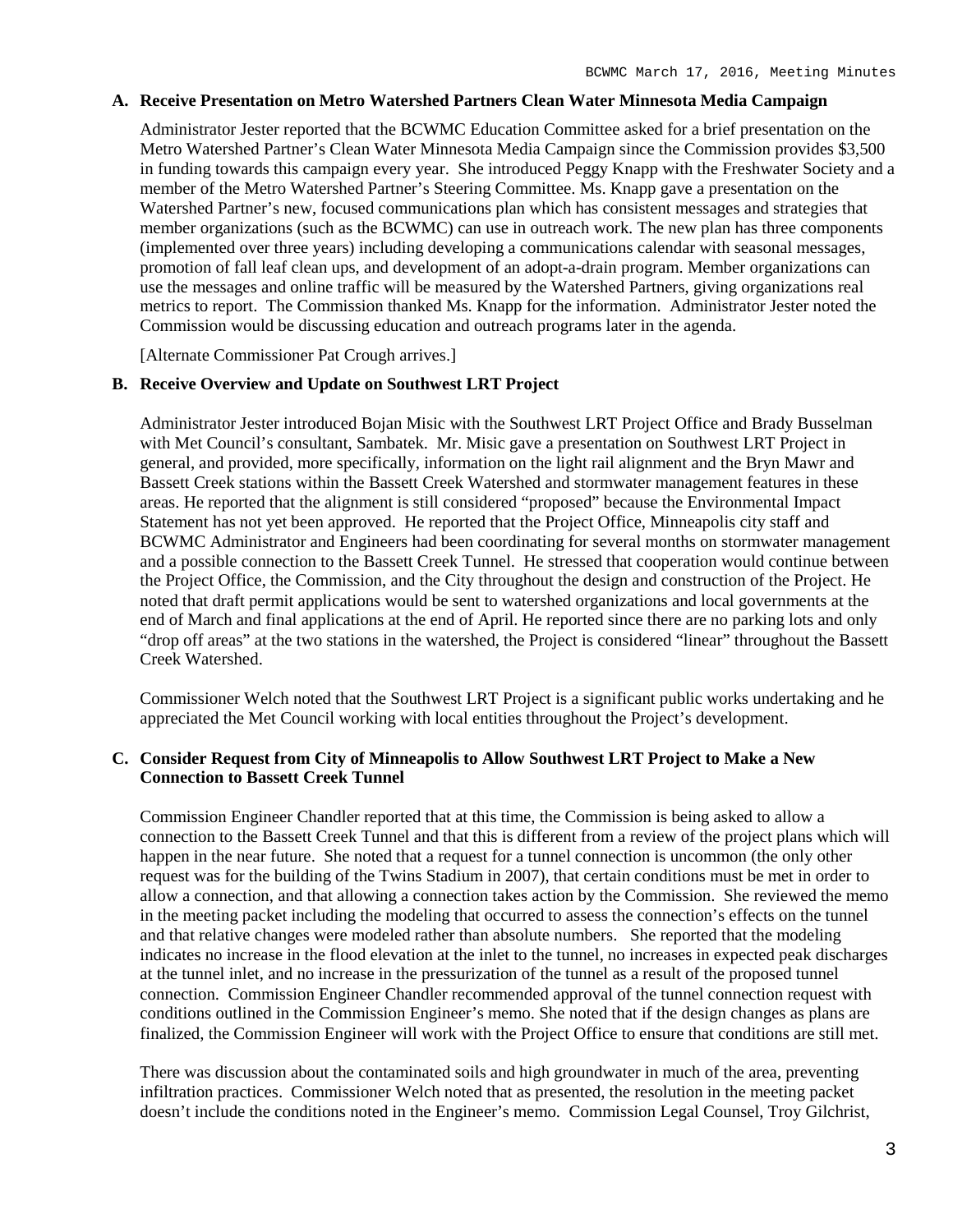### A. Receive Presentation on Metro Watershed Partners Clean Water Minnesota Media Campaign

Administrator Jester reported that the BCWMC Education Committee asked for a brief presentation on the Metro Watershed Partner's Clean Water Minnesota Media Campaign since the Commission provides $3,500 in funding towards this campaign every year. She introduced Peggy Knapp with the Freshwater Society and a member of the Metro Watershed Partner's Steering Committee. Ms. Knapp gave a presentation on the Watershed Partner's new, focused communications plan which has consistent messages and strategies that member organizations (such as the BCWMC) can use in outreach work. The new plan has three components (implemented over three years) including developing a communications calendar with seasonal messages, promotion of fall leaf clean ups, and development of an adopt-a-drain program. Member organizations can use the messages and online traffic will be measured by the Watershed Partners, giving organizations real metrics to report. The Commission thanked Ms. Knapp for the information. Administrator Jester noted the Commission would be discussing education and outreach programs later in the agenda.

[Alternate Commissioner Pat Crough arrives.]

### B. Receive Overview and Update on Southwest LRT Project

Administrator Jester introduced Bojan Misic with the Southwest LRT Project Office and Brady Busselman with Met Council's consultant, Sambatek. Mr. Misic gave a presentation on Southwest LRT Project in general, and provided, more specifically, information on the light rail alignment and the Bryn Mawr and Bassett Creek stations within the Bassett Creek Watershed and stormwater management features in these areas. He reported that the alignment is still considered "proposed" because the Environmental Impact Statement has not yet been approved. He reported that the Project Office, Minneapolis city staff and BCWMC Administrator and Engineers had been coordinating for several months on stormwater management and a possible connection to the Bassett Creek Tunnel. He stressed that cooperation would continue between the Project Office, the Commission, and the City throughout the design and construction of the Project. He noted that draft permit applications would be sent to watershed organizations and local governments at the end of March and final applications at the end of April. He reported since there are no parking lots and only "drop off areas" at the two stations in the watershed, the Project is considered "linear" throughout the Bassett Creek Watershed.

Commissioner Welch noted that the Southwest LRT Project is a significant public works undertaking and he appreciated the Met Council working with local entities throughout the Project's development.

### C. Consider Request from City of Minneapolis to Allow Southwest LRT Project to Make a New Connection to Bassett Creek Tunnel

Commission Engineer Chandler reported that at this time, the Commission is being asked to allow a connection to the Bassett Creek Tunnel and that this is different from a review of the project plans which will happen in the near future. She noted that a request for a tunnel connection is uncommon (the only other request was for the building of the Twins Stadium in 2007), that certain conditions must be met in order to allow a connection, and that allowing a connection takes action by the Commission. She reviewed the memo in the meeting packet including the modeling that occurred to assess the connection's effects on the tunnel and that relative changes were modeled rather than absolute numbers. She reported that the modeling indicates no increase in the flood elevation at the inlet to the tunnel, no increases in expected peak discharges at the tunnel inlet, and no increase in the pressurization of the tunnel as a result of the proposed tunnel connection. Commission Engineer Chandler recommended approval of the tunnel connection request with conditions outlined in the Commission Engineer's memo. She noted that if the design changes as plans are finalized, the Commission Engineer will work with the Project Office to ensure that conditions are still met.

There was discussion about the contaminated soils and high groundwater in much of the area, preventing infiltration practices. Commissioner Welch noted that as presented, the resolution in the meeting packet doesn't include the conditions noted in the Engineer's memo. Commission Legal Counsel, Troy Gilchrist,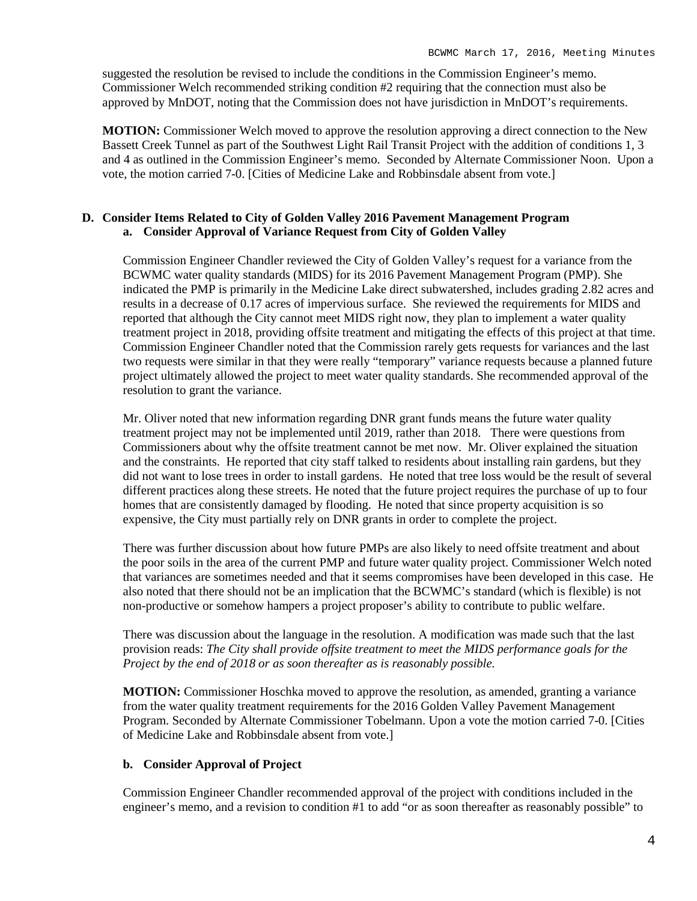suggested the resolution be revised to include the conditions in the Commission Engineer's memo. Commissioner Welch recommended striking condition #2 requiring that the connection must also be approved by MnDOT, noting that the Commission does not have jurisdiction in MnDOT's requirements.

**MOTION:** Commissioner Welch moved to approve the resolution approving a direct connection to the New Bassett Creek Tunnel as part of the Southwest Light Rail Transit Project with the addition of conditions 1, 3 and 4 as outlined in the Commission Engineer's memo. Seconded by Alternate Commissioner Noon. Upon a vote, the motion carried 7-0. [Cities of Medicine Lake and Robbinsdale absent from vote.]

**D. Consider Items Related to City of Golden Valley 2016 Pavement Management Program**

**a. Consider Approval of Variance Request from City of Golden Valley**

Commission Engineer Chandler reviewed the City of Golden Valley's request for a variance from the BCWMC water quality standards (MIDS) for its 2016 Pavement Management Program (PMP). She indicated the PMP is primarily in the Medicine Lake direct subwatershed, includes grading 2.82 acres and results in a decrease of 0.17 acres of impervious surface. She reviewed the requirements for MIDS and reported that although the City cannot meet MIDS right now, they plan to implement a water quality treatment project in 2018, providing offsite treatment and mitigating the effects of this project at that time. Commission Engineer Chandler noted that the Commission rarely gets requests for variances and the last two requests were similar in that they were really "temporary" variance requests because a planned future project ultimately allowed the project to meet water quality standards. She recommended approval of the resolution to grant the variance.

Mr. Oliver noted that new information regarding DNR grant funds means the future water quality treatment project may not be implemented until 2019, rather than 2018. There were questions from Commissioners about why the offsite treatment cannot be met now. Mr. Oliver explained the situation and the constraints. He reported that city staff talked to residents about installing rain gardens, but they did not want to lose trees in order to install gardens. He noted that tree loss would be the result of several different practices along these streets. He noted that the future project requires the purchase of up to four homes that are consistently damaged by flooding. He noted that since property acquisition is so expensive, the City must partially rely on DNR grants in order to complete the project.

There was further discussion about how future PMPs are also likely to need offsite treatment and about the poor soils in the area of the current PMP and future water quality project. Commissioner Welch noted that variances are sometimes needed and that it seems compromises have been developed in this case. He also noted that there should not be an implication that the BCWMC's standard (which is flexible) is not non-productive or somehow hampers a project proposer's ability to contribute to public welfare.

There was discussion about the language in the resolution. A modification was made such that the last provision reads: *The City shall provide offsite treatment to meet the MIDS performance goals for the Project by the end of 2018 or as soon thereafter as is reasonably possible.*

**MOTION:** Commissioner Hoschka moved to approve the resolution, as amended, granting a variance from the water quality treatment requirements for the 2016 Golden Valley Pavement Management Program. Seconded by Alternate Commissioner Tobelmann. Upon a vote the motion carried 7-0. [Cities of Medicine Lake and Robbinsdale absent from vote.]

**b. Consider Approval of Project**

Commission Engineer Chandler recommended approval of the project with conditions included in the engineer's memo, and a revision to condition #1 to add "or as soon thereafter as reasonably possible" to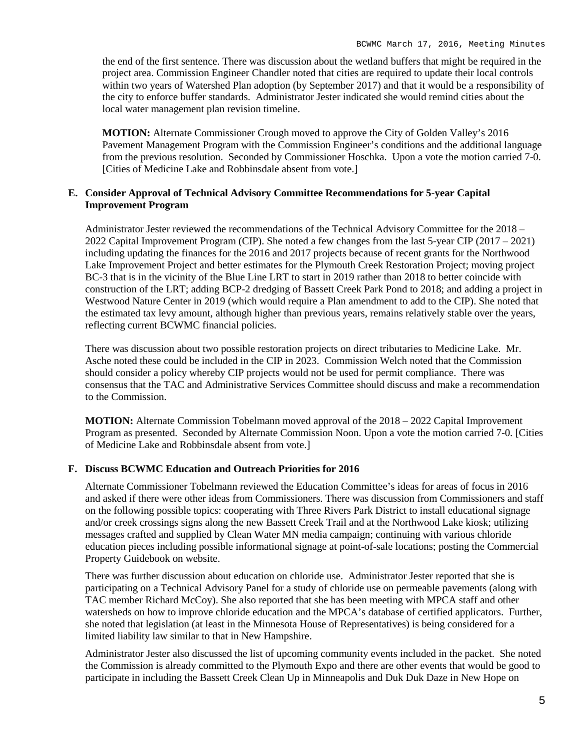the end of the first sentence. There was discussion about the wetland buffers that might be required in the project area. Commission Engineer Chandler noted that cities are required to update their local controls within two years of Watershed Plan adoption (by September 2017) and that it would be a responsibility of the city to enforce buffer standards. Administrator Jester indicated she would remind cities about the local water management plan revision timeline.

**MOTION:** Alternate Commissioner Crough moved to approve the City of Golden Valley's 2016 Pavement Management Program with the Commission Engineer's conditions and the additional language from the previous resolution. Seconded by Commissioner Hoschka. Upon a vote the motion carried 7-0. [Cities of Medicine Lake and Robbinsdale absent from vote.]

**E. Consider Approval of Technical Advisory Committee Recommendations for 5-year Capital Improvement Program**

Administrator Jester reviewed the recommendations of the Technical Advisory Committee for the 2018 – 2022 Capital Improvement Program (CIP). She noted a few changes from the last 5-year CIP (2017 – 2021) including updating the finances for the 2016 and 2017 projects because of recent grants for the Northwood Lake Improvement Project and better estimates for the Plymouth Creek Restoration Project; moving project BC-3 that is in the vicinity of the Blue Line LRT to start in 2019 rather than 2018 to better coincide with construction of the LRT; adding BCP-2 dredging of Bassett Creek Park Pond to 2018; and adding a project in Westwood Nature Center in 2019 (which would require a Plan amendment to add to the CIP). She noted that the estimated tax levy amount, although higher than previous years, remains relatively stable over the years, reflecting current BCWMC financial policies.

There was discussion about two possible restoration projects on direct tributaries to Medicine Lake. Mr. Asche noted these could be included in the CIP in 2023. Commission Welch noted that the Commission should consider a policy whereby CIP projects would not be used for permit compliance. There was consensus that the TAC and Administrative Services Committee should discuss and make a recommendation to the Commission.

**MOTION:** Alternate Commission Tobelmann moved approval of the 2018 – 2022 Capital Improvement Program as presented. Seconded by Alternate Commission Noon. Upon a vote the motion carried 7-0. [Cities of Medicine Lake and Robbinsdale absent from vote.]

**F. Discuss BCWMC Education and Outreach Priorities for 2016**

Alternate Commissioner Tobelmann reviewed the Education Committee's ideas for areas of focus in 2016 and asked if there were other ideas from Commissioners. There was discussion from Commissioners and staff on the following possible topics: cooperating with Three Rivers Park District to install educational signage and/or creek crossings signs along the new Bassett Creek Trail and at the Northwood Lake kiosk; utilizing messages crafted and supplied by Clean Water MN media campaign; continuing with various chloride education pieces including possible informational signage at point-of-sale locations; posting the Commercial Property Guidebook on website.

There was further discussion about education on chloride use. Administrator Jester reported that she is participating on a Technical Advisory Panel for a study of chloride use on permeable pavements (along with TAC member Richard McCoy). She also reported that she has been meeting with MPCA staff and other watersheds on how to improve chloride education and the MPCA's database of certified applicators. Further, she noted that legislation (at least in the Minnesota House of Representatives) is being considered for a limited liability law similar to that in New Hampshire.

Administrator Jester also discussed the list of upcoming community events included in the packet. She noted the Commission is already committed to the Plymouth Expo and there are other events that would be good to participate in including the Bassett Creek Clean Up in Minneapolis and Duk Duk Daze in New Hope on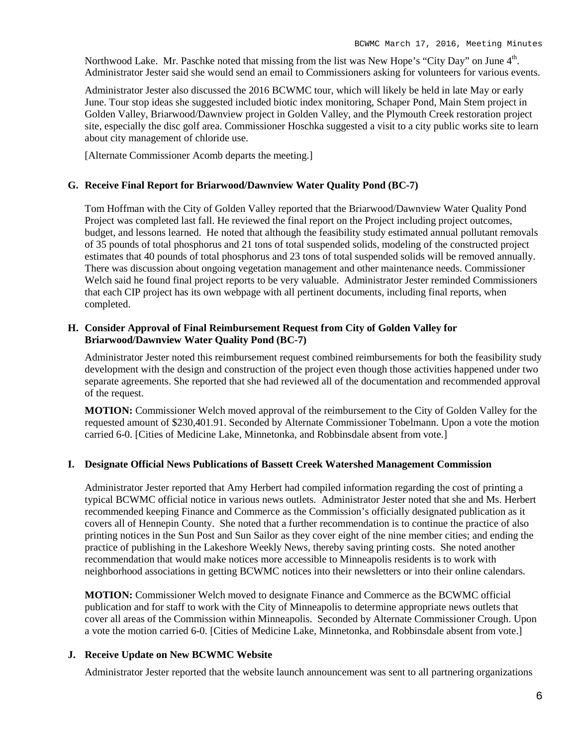Northwood Lake. Mr. Paschke noted that missing from the list was New Hope's "City Day" on June 4th. Administrator Jester said she would send an email to Commissioners asking for volunteers for various events.

Administrator Jester also discussed the 2016 BCWMC tour, which will likely be held in late May or early June. Tour stop ideas she suggested included biotic index monitoring, Schaper Pond, Main Stem project in Golden Valley, Briarwood/Dawnview project in Golden Valley, and the Plymouth Creek restoration project site, especially the disc golf area. Commissioner Hoschka suggested a visit to a city public works site to learn about city management of chloride use.

[Alternate Commissioner Acomb departs the meeting.]

### G. Receive Final Report for Briarwood/Dawnview Water Quality Pond (BC-7)

Tom Hoffman with the City of Golden Valley reported that the Briarwood/Dawnview Water Quality Pond Project was completed last fall. He reviewed the final report on the Project including project outcomes, budget, and lessons learned. He noted that although the feasibility study estimated annual pollutant removals of 35 pounds of total phosphorus and 21 tons of total suspended solids, modeling of the constructed project estimates that 40 pounds of total phosphorus and 23 tons of total suspended solids will be removed annually. There was discussion about ongoing vegetation management and other maintenance needs. Commissioner Welch said he found final project reports to be very valuable. Administrator Jester reminded Commissioners that each CIP project has its own webpage with all pertinent documents, including final reports, when completed.

### H. Consider Approval of Final Reimbursement Request from City of Golden Valley for Briarwood/Dawnview Water Quality Pond (BC-7)

Administrator Jester noted this reimbursement request combined reimbursements for both the feasibility study development with the design and construction of the project even though those activities happened under two separate agreements. She reported that she had reviewed all of the documentation and recommended approval of the request.

**MOTION:** Commissioner Welch moved approval of the reimbursement to the City of Golden Valley for the requested amount of $230,401.91. Seconded by Alternate Commissioner Tobelmann. Upon a vote the motion carried 6-0. [Cities of Medicine Lake, Minnetonka, and Robbinsdale absent from vote.]

### I. Designate Official News Publications of Bassett Creek Watershed Management Commission

Administrator Jester reported that Amy Herbert had compiled information regarding the cost of printing a typical BCWMC official notice in various news outlets. Administrator Jester noted that she and Ms. Herbert recommended keeping Finance and Commerce as the Commission's officially designated publication as it covers all of Hennepin County. She noted that a further recommendation is to continue the practice of also printing notices in the Sun Post and Sun Sailor as they cover eight of the nine member cities; and ending the practice of publishing in the Lakeshore Weekly News, thereby saving printing costs. She noted another recommendation that would make notices more accessible to Minneapolis residents is to work with neighborhood associations in getting BCWMC notices into their newsletters or into their online calendars.

**MOTION:** Commissioner Welch moved to designate Finance and Commerce as the BCWMC official publication and for staff to work with the City of Minneapolis to determine appropriate news outlets that cover all areas of the Commission within Minneapolis. Seconded by Alternate Commissioner Crough. Upon a vote the motion carried 6-0. [Cities of Medicine Lake, Minnetonka, and Robbinsdale absent from vote.]

### J. Receive Update on New BCWMC Website

Administrator Jester reported that the website launch announcement was sent to all partnering organizations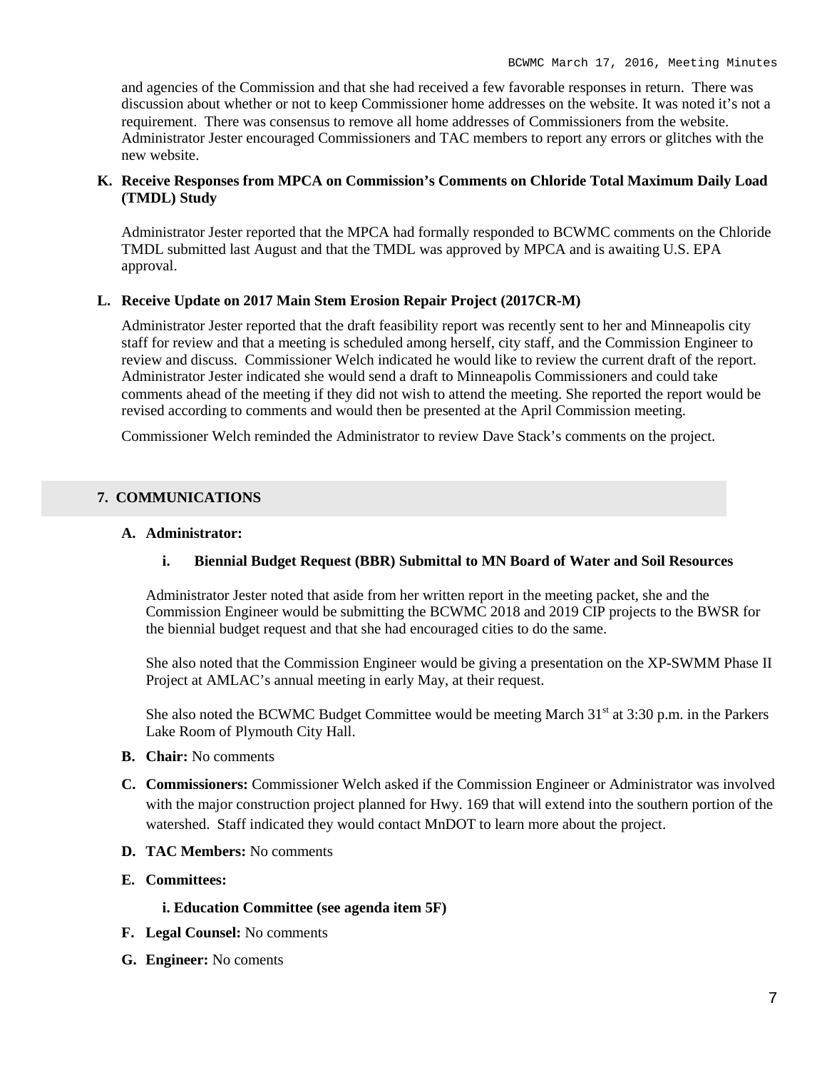and agencies of the Commission and that she had received a few favorable responses in return. There was discussion about whether or not to keep Commissioner home addresses on the website. It was noted it's not a requirement. There was consensus to remove all home addresses of Commissioners from the website. Administrator Jester encouraged Commissioners and TAC members to report any errors or glitches with the new website.

**K. Receive Responses from MPCA on Commission's Comments on Chloride Total Maximum Daily Load (TMDL) Study**

Administrator Jester reported that the MPCA had formally responded to BCWMC comments on the Chloride TMDL submitted last August and that the TMDL was approved by MPCA and is awaiting U.S. EPA approval.

**L. Receive Update on 2017 Main Stem Erosion Repair Project (2017CR-M)**

Administrator Jester reported that the draft feasibility report was recently sent to her and Minneapolis city staff for review and that a meeting is scheduled among herself, city staff, and the Commission Engineer to review and discuss. Commissioner Welch indicated he would like to review the current draft of the report. Administrator Jester indicated she would send a draft to Minneapolis Commissioners and could take comments ahead of the meeting if they did not wish to attend the meeting. She reported the report would be revised according to comments and would then be presented at the April Commission meeting.

Commissioner Welch reminded the Administrator to review Dave Stack's comments on the project.

## 7. COMMUNICATIONS

**A. Administrator:**

**i. Biennial Budget Request (BBR) Submittal to MN Board of Water and Soil Resources**

Administrator Jester noted that aside from her written report in the meeting packet, she and the Commission Engineer would be submitting the BCWMC 2018 and 2019 CIP projects to the BWSR for the biennial budget request and that she had encouraged cities to do the same.

She also noted that the Commission Engineer would be giving a presentation on the XP-SWMM Phase II Project at AMLAC's annual meeting in early May, at their request.

She also noted the BCWMC Budget Committee would be meeting March 31st at 3:30 p.m. in the Parkers Lake Room of Plymouth City Hall.

**B. Chair:** No comments

**C. Commissioners:** Commissioner Welch asked if the Commission Engineer or Administrator was involved with the major construction project planned for Hwy. 169 that will extend into the southern portion of the watershed. Staff indicated they would contact MnDOT to learn more about the project.

**D. TAC Members:** No comments

**E. Committees:**

**i. Education Committee (see agenda item 5F)**

**F. Legal Counsel:** No comments

**G. Engineer:** No coments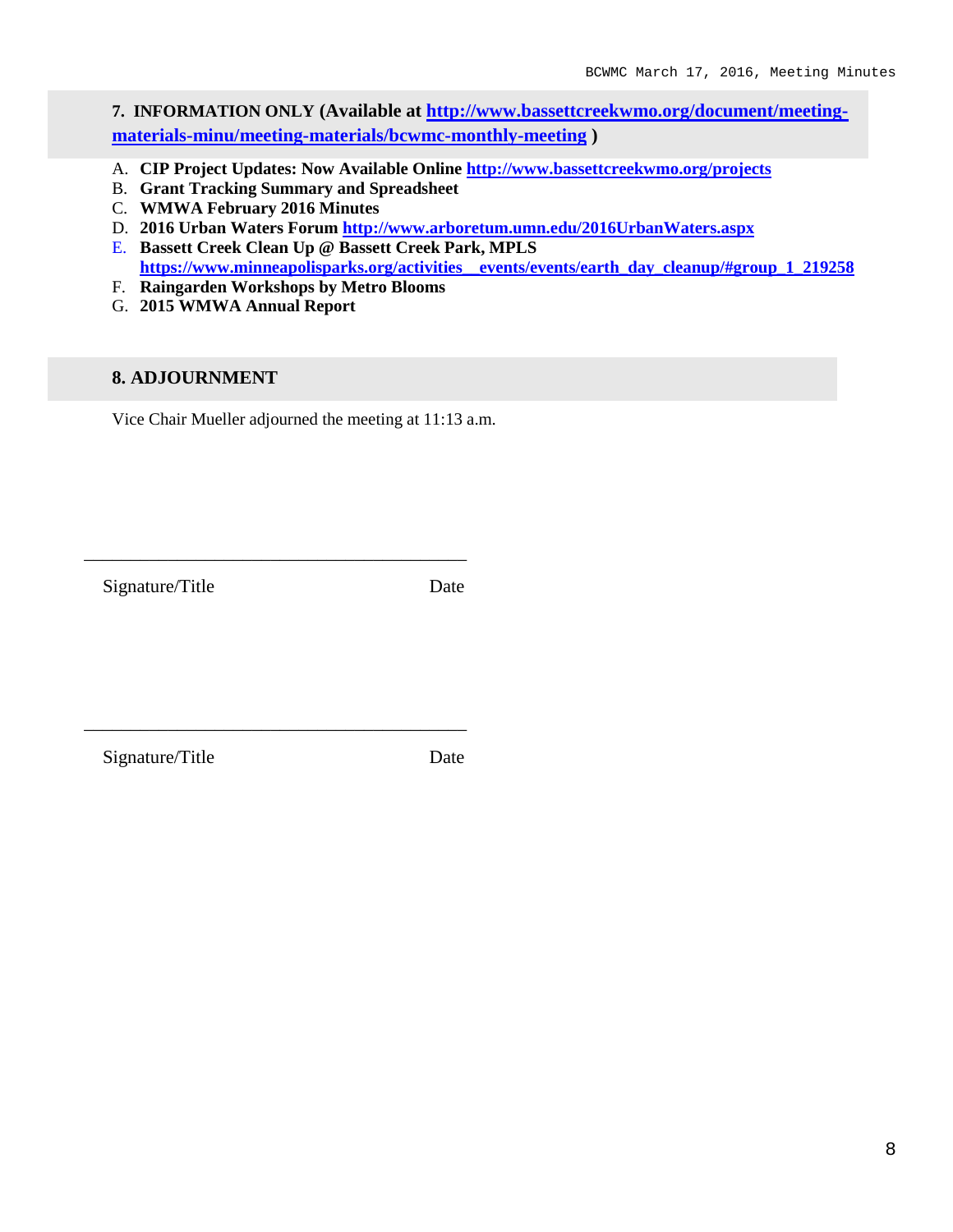## 7. INFORMATION ONLY (Available at http://www.bassettcreekwmo.org/document/meeting-materials-minu/meeting-materials/bcwmc-monthly-meeting )

A. **CIP Project Updates: Now Available Online** http://www.bassettcreekwmo.org/projects
B. **Grant Tracking Summary and Spreadsheet**
C. **WMWA February 2016 Minutes**
D. **2016 Urban Waters Forum** http://www.arboretum.umn.edu/2016UrbanWaters.aspx
E. **Bassett Creek Clean Up @ Bassett Creek Park, MPLS** https://www.minneapolisparks.org/activities__events/events/earth_day_cleanup/#group_1_219258
F. **Raingarden Workshops by Metro Blooms**
G. **2015 WMWA Annual Report**

## 8. ADJOURNMENT

Vice Chair Mueller adjourned the meeting at 11:13 a.m.

\_\_\_\_\_\_\_\_\_\_\_\_\_\_\_\_\_\_\_\_\_\_\_\_\_\_\_\_\_\_\_\_\_\_\_\_\_\_\_\_

Signature/Title                                        Date

\_\_\_\_\_\_\_\_\_\_\_\_\_\_\_\_\_\_\_\_\_\_\_\_\_\_\_\_\_\_\_\_\_\_\_\_\_\_\_\_

Signature/Title                                        Date